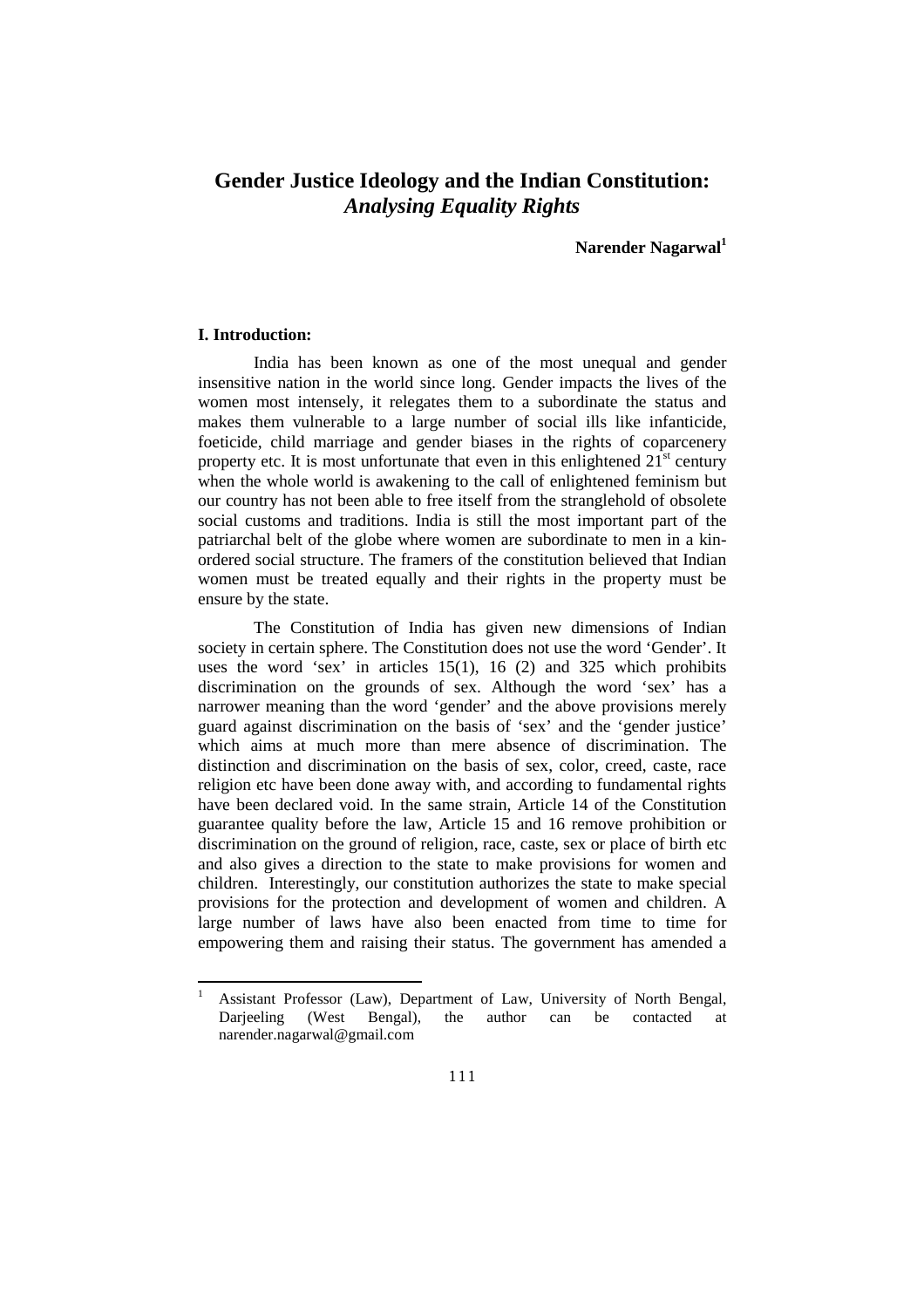# Gender Justice Ideology and the Indian Constitution: *Analysing Equality Rights*

**Narender Nagarwal**[1]

### I. Introduction:

India has been known as one of the most unequal and gender insensitive nation in the world since long. Gender impacts the lives of the women most intensely, it relegates them to a subordinate the status and makes them vulnerable to a large number of social ills like infanticide, foeticide, child marriage and gender biases in the rights of coparcenery property etc. It is most unfortunate that even in this enlightened 21st century when the whole world is awakening to the call of enlightened feminism but our country has not been able to free itself from the stranglehold of obsolete social customs and traditions. India is still the most important part of the patriarchal belt of the globe where women are subordinate to men in a kin-ordered social structure. The framers of the constitution believed that Indian women must be treated equally and their rights in the property must be ensure by the state.

The Constitution of India has given new dimensions of Indian society in certain sphere. The Constitution does not use the word 'Gender'. It uses the word 'sex' in articles 15(1), 16 (2) and 325 which prohibits discrimination on the grounds of sex. Although the word 'sex' has a narrower meaning than the word 'gender' and the above provisions merely guard against discrimination on the basis of 'sex' and the 'gender justice' which aims at much more than mere absence of discrimination. The distinction and discrimination on the basis of sex, color, creed, caste, race religion etc have been done away with, and according to fundamental rights have been declared void. In the same strain, Article 14 of the Constitution guarantee quality before the law, Article 15 and 16 remove prohibition or discrimination on the ground of religion, race, caste, sex or place of birth etc and also gives a direction to the state to make provisions for women and children. Interestingly, our constitution authorizes the state to make special provisions for the protection and development of women and children. A large number of laws have also been enacted from time to time for empowering them and raising their status. The government has amended a

---

[1] Assistant Professor (Law), Department of Law, University of North Bengal, Darjeeling (West Bengal), the author can be contacted at narender.nagarwal@gmail.com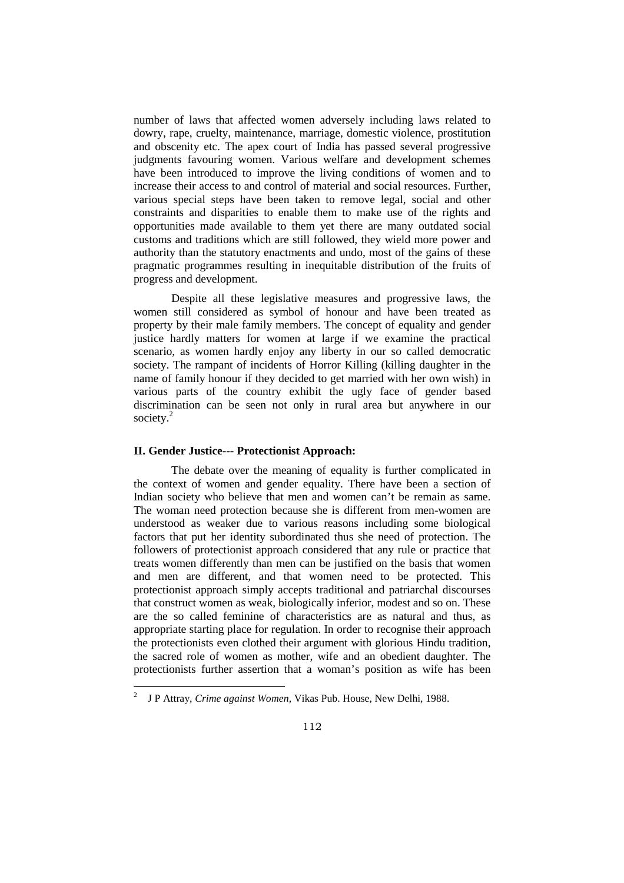number of laws that affected women adversely including laws related to dowry, rape, cruelty, maintenance, marriage, domestic violence, prostitution and obscenity etc. The apex court of India has passed several progressive judgments favouring women. Various welfare and development schemes have been introduced to improve the living conditions of women and to increase their access to and control of material and social resources. Further, various special steps have been taken to remove legal, social and other constraints and disparities to enable them to make use of the rights and opportunities made available to them yet there are many outdated social customs and traditions which are still followed, they wield more power and authority than the statutory enactments and undo, most of the gains of these pragmatic programmes resulting in inequitable distribution of the fruits of progress and development.

Despite all these legislative measures and progressive laws, the women still considered as symbol of honour and have been treated as property by their male family members. The concept of equality and gender justice hardly matters for women at large if we examine the practical scenario, as women hardly enjoy any liberty in our so called democratic society. The rampant of incidents of Horror Killing (killing daughter in the name of family honour if they decided to get married with her own wish) in various parts of the country exhibit the ugly face of gender based discrimination can be seen not only in rural area but anywhere in our society.[2]

### II. Gender Justice--- Protectionist Approach:

The debate over the meaning of equality is further complicated in the context of women and gender equality. There have been a section of Indian society who believe that men and women can't be remain as same. The woman need protection because she is different from men-women are understood as weaker due to various reasons including some biological factors that put her identity subordinated thus she need of protection. The followers of protectionist approach considered that any rule or practice that treats women differently than men can be justified on the basis that women and men are different, and that women need to be protected. This protectionist approach simply accepts traditional and patriarchal discourses that construct women as weak, biologically inferior, modest and so on. These are the so called feminine of characteristics are as natural and thus, as appropriate starting place for regulation. In order to recognise their approach the protectionists even clothed their argument with glorious Hindu tradition, the sacred role of women as mother, wife and an obedient daughter. The protectionists further assertion that a woman's position as wife has been

[2] J P Attray, *Crime against Women*, Vikas Pub. House, New Delhi, 1988.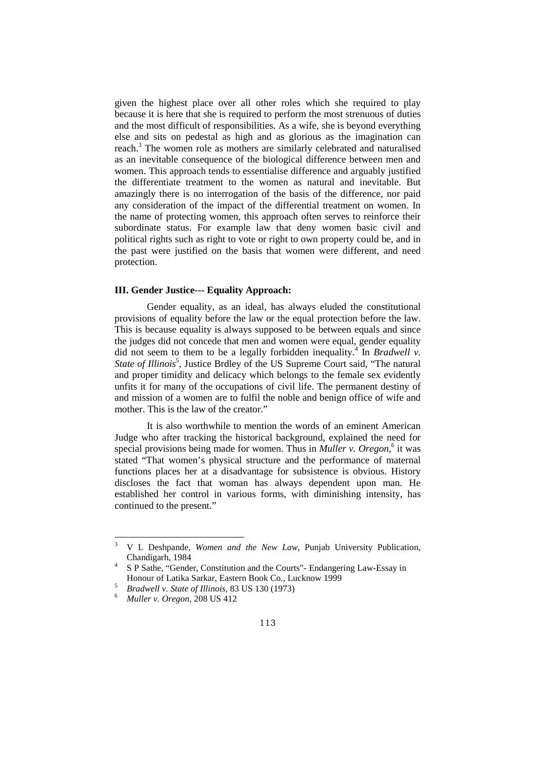given the highest place over all other roles which she required to play because it is here that she is required to perform the most strenuous of duties and the most difficult of responsibilities. As a wife, she is beyond everything else and sits on pedestal as high and as glorious as the imagination can reach.[3] The women role as mothers are similarly celebrated and naturalised as an inevitable consequence of the biological difference between men and women. This approach tends to essentialise difference and arguably justified the differentiate treatment to the women as natural and inevitable. But amazingly there is no interrogation of the basis of the difference, nor paid any consideration of the impact of the differential treatment on women. In the name of protecting women, this approach often serves to reinforce their subordinate status. For example law that deny women basic civil and political rights such as right to vote or right to own property could be, and in the past were justified on the basis that women were different, and need protection.

### III. Gender Justice--- Equality Approach:

Gender equality, as an ideal, has always eluded the constitutional provisions of equality before the law or the equal protection before the law. This is because equality is always supposed to be between equals and since the judges did not concede that men and women were equal, gender equality did not seem to them to be a legally forbidden inequality.[4] In *Bradwell v. State of Illinois*[5], Justice Brdley of the US Supreme Court said, "The natural and proper timidity and delicacy which belongs to the female sex evidently unfits it for many of the occupations of civil life. The permanent destiny of and mission of a women are to fulfil the noble and benign office of wife and mother. This is the law of the creator."

It is also worthwhile to mention the words of an eminent American Judge who after tracking the historical background, explained the need for special provisions being made for women. Thus in *Muller v. Oregon*,[6] it was stated "That women's physical structure and the performance of maternal functions places her at a disadvantage for subsistence is obvious. History discloses the fact that woman has always dependent upon man. He established her control in various forms, with diminishing intensity, has continued to the present."

---

[3] V L Deshpande, *Women and the New Law*, Punjab University Publication, Chandigarh, 1984

[4] S P Sathe, "Gender, Constitution and the Courts"- Endangering Law-Essay in Honour of Latika Sarkar, Eastern Book Co., Lucknow 1999

[5] *Bradwell v. State of Illinois*, 83 US 130 (1973)

[6] *Muller v. Oregon*, 208 US 412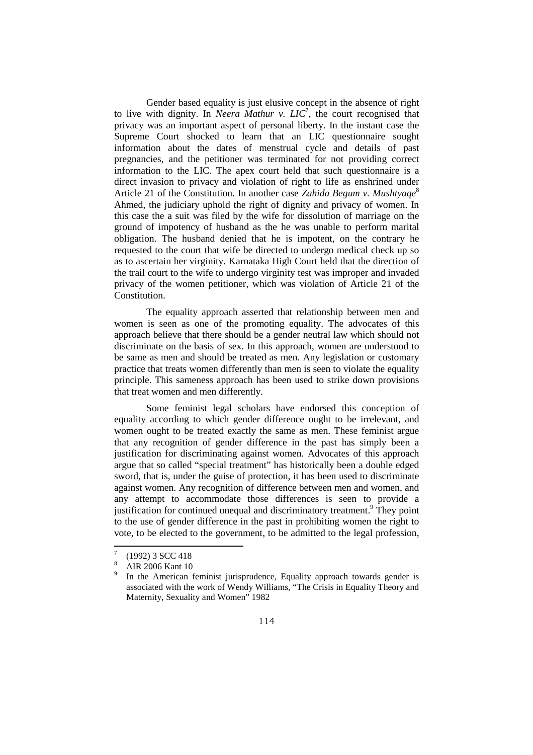Gender based equality is just elusive concept in the absence of right to live with dignity. In *Neera Mathur v. LIC*[7], the court recognised that privacy was an important aspect of personal liberty. In the instant case the Supreme Court shocked to learn that an LIC questionnaire sought information about the dates of menstrual cycle and details of past pregnancies, and the petitioner was terminated for not providing correct information to the LIC. The apex court held that such questionnaire is a direct invasion to privacy and violation of right to life as enshrined under Article 21 of the Constitution. In another case *Zahida Begum v. Mushtyaqe*[8] Ahmed, the judiciary uphold the right of dignity and privacy of women. In this case the a suit was filed by the wife for dissolution of marriage on the ground of impotency of husband as the he was unable to perform marital obligation. The husband denied that he is impotent, on the contrary he requested to the court that wife be directed to undergo medical check up so as to ascertain her virginity. Karnataka High Court held that the direction of the trail court to the wife to undergo virginity test was improper and invaded privacy of the women petitioner, which was violation of Article 21 of the Constitution.

The equality approach asserted that relationship between men and women is seen as one of the promoting equality. The advocates of this approach believe that there should be a gender neutral law which should not discriminate on the basis of sex. In this approach, women are understood to be same as men and should be treated as men. Any legislation or customary practice that treats women differently than men is seen to violate the equality principle. This sameness approach has been used to strike down provisions that treat women and men differently.

Some feminist legal scholars have endorsed this conception of equality according to which gender difference ought to be irrelevant, and women ought to be treated exactly the same as men. These feminist argue that any recognition of gender difference in the past has simply been a justification for discriminating against women. Advocates of this approach argue that so called "special treatment" has historically been a double edged sword, that is, under the guise of protection, it has been used to discriminate against women. Any recognition of difference between men and women, and any attempt to accommodate those differences is seen to provide a justification for continued unequal and discriminatory treatment.[9] They point to the use of gender difference in the past in prohibiting women the right to vote, to be elected to the government, to be admitted to the legal profession,

---

[7] (1992) 3 SCC 418

[8] AIR 2006 Kant 10

[9] In the American feminist jurisprudence, Equality approach towards gender is associated with the work of Wendy Williams, "The Crisis in Equality Theory and Maternity, Sexuality and Women" 1982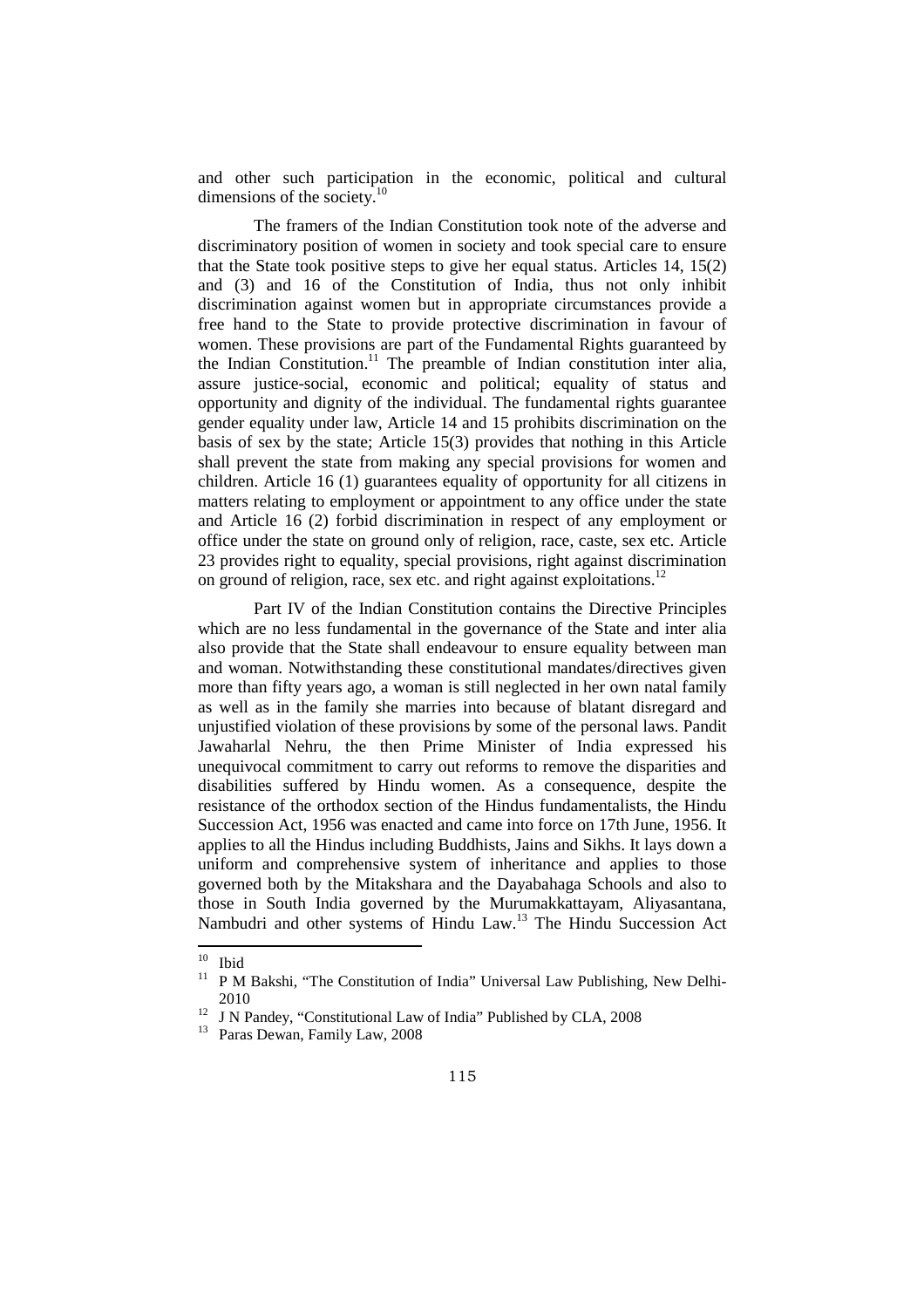and other such participation in the economic, political and cultural dimensions of the society.[10]

The framers of the Indian Constitution took note of the adverse and discriminatory position of women in society and took special care to ensure that the State took positive steps to give her equal status. Articles 14, 15(2) and (3) and 16 of the Constitution of India, thus not only inhibit discrimination against women but in appropriate circumstances provide a free hand to the State to provide protective discrimination in favour of women. These provisions are part of the Fundamental Rights guaranteed by the Indian Constitution.[11] The preamble of Indian constitution inter alia, assure justice-social, economic and political; equality of status and opportunity and dignity of the individual. The fundamental rights guarantee gender equality under law, Article 14 and 15 prohibits discrimination on the basis of sex by the state; Article 15(3) provides that nothing in this Article shall prevent the state from making any special provisions for women and children. Article 16 (1) guarantees equality of opportunity for all citizens in matters relating to employment or appointment to any office under the state and Article 16 (2) forbid discrimination in respect of any employment or office under the state on ground only of religion, race, caste, sex etc. Article 23 provides right to equality, special provisions, right against discrimination on ground of religion, race, sex etc. and right against exploitations.[12]

Part IV of the Indian Constitution contains the Directive Principles which are no less fundamental in the governance of the State and inter alia also provide that the State shall endeavour to ensure equality between man and woman. Notwithstanding these constitutional mandates/directives given more than fifty years ago, a woman is still neglected in her own natal family as well as in the family she marries into because of blatant disregard and unjustified violation of these provisions by some of the personal laws. Pandit Jawaharlal Nehru, the then Prime Minister of India expressed his unequivocal commitment to carry out reforms to remove the disparities and disabilities suffered by Hindu women. As a consequence, despite the resistance of the orthodox section of the Hindus fundamentalists, the Hindu Succession Act, 1956 was enacted and came into force on 17th June, 1956. It applies to all the Hindus including Buddhists, Jains and Sikhs. It lays down a uniform and comprehensive system of inheritance and applies to those governed both by the Mitakshara and the Dayabahaga Schools and also to those in South India governed by the Murumakkattayam, Aliyasantana, Nambudri and other systems of Hindu Law.[13] The Hindu Succession Act

---

[10] Ibid

[11] P M Bakshi, "The Constitution of India" Universal Law Publishing, New Delhi-2010

[12] J N Pandey, "Constitutional Law of India" Published by CLA, 2008

[13] Paras Dewan, Family Law, 2008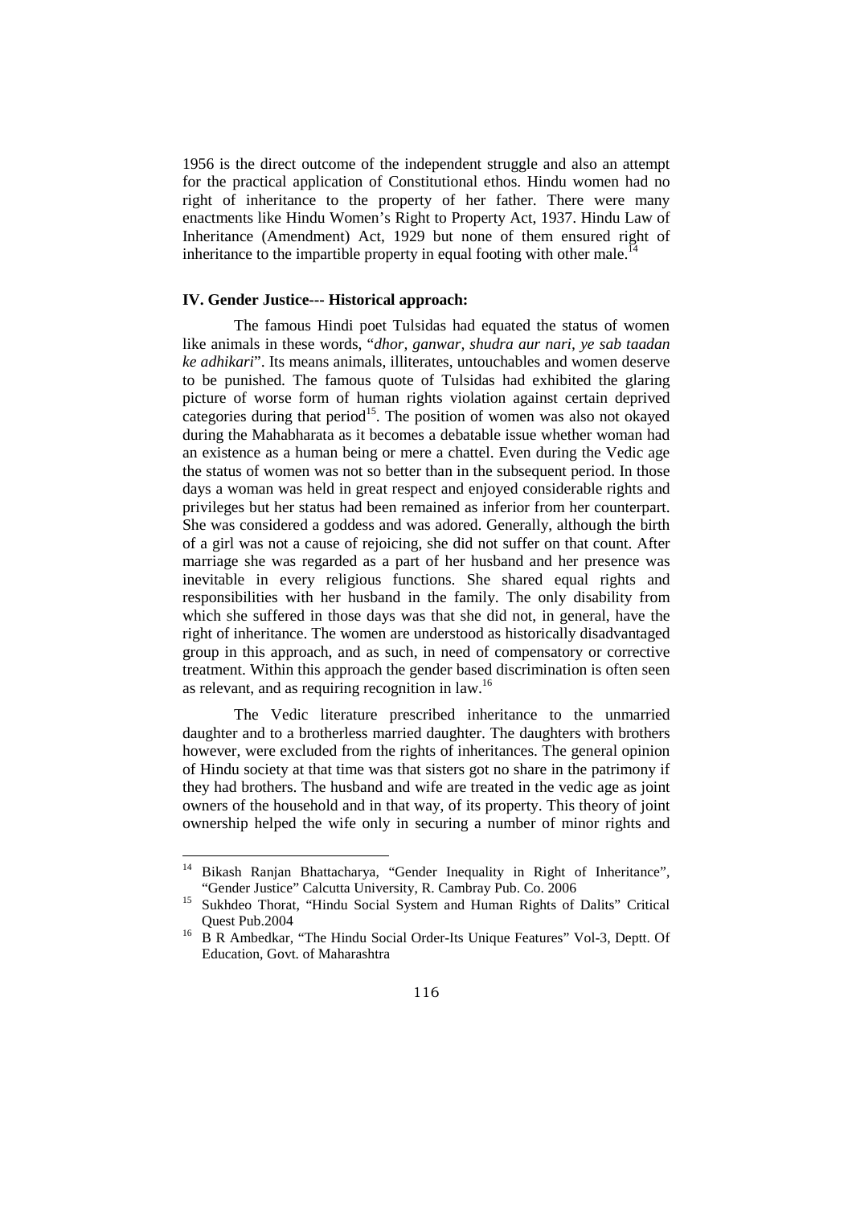1956 is the direct outcome of the independent struggle and also an attempt for the practical application of Constitutional ethos. Hindu women had no right of inheritance to the property of her father. There were many enactments like Hindu Women's Right to Property Act, 1937. Hindu Law of Inheritance (Amendment) Act, 1929 but none of them ensured right of inheritance to the impartible property in equal footing with other male.[14]

### IV. Gender Justice--- Historical approach:

The famous Hindi poet Tulsidas had equated the status of women like animals in these words, "*dhor, ganwar, shudra aur nari, ye sab taadan ke adhikari*". Its means animals, illiterates, untouchables and women deserve to be punished. The famous quote of Tulsidas had exhibited the glaring picture of worse form of human rights violation against certain deprived categories during that period[15]. The position of women was also not okayed during the Mahabharata as it becomes a debatable issue whether woman had an existence as a human being or mere a chattel. Even during the Vedic age the status of women was not so better than in the subsequent period. In those days a woman was held in great respect and enjoyed considerable rights and privileges but her status had been remained as inferior from her counterpart. She was considered a goddess and was adored. Generally, although the birth of a girl was not a cause of rejoicing, she did not suffer on that count. After marriage she was regarded as a part of her husband and her presence was inevitable in every religious functions. She shared equal rights and responsibilities with her husband in the family. The only disability from which she suffered in those days was that she did not, in general, have the right of inheritance. The women are understood as historically disadvantaged group in this approach, and as such, in need of compensatory or corrective treatment. Within this approach the gender based discrimination is often seen as relevant, and as requiring recognition in law.[16]

The Vedic literature prescribed inheritance to the unmarried daughter and to a brotherless married daughter. The daughters with brothers however, were excluded from the rights of inheritances. The general opinion of Hindu society at that time was that sisters got no share in the patrimony if they had brothers. The husband and wife are treated in the vedic age as joint owners of the household and in that way, of its property. This theory of joint ownership helped the wife only in securing a number of minor rights and

---

[14] Bikash Ranjan Bhattacharya, "Gender Inequality in Right of Inheritance", "Gender Justice" Calcutta University, R. Cambray Pub. Co. 2006

[15] Sukhdeo Thorat, "Hindu Social System and Human Rights of Dalits" Critical Quest Pub.2004

[16] B R Ambedkar, "The Hindu Social Order-Its Unique Features" Vol-3, Deptt. Of Education, Govt. of Maharashtra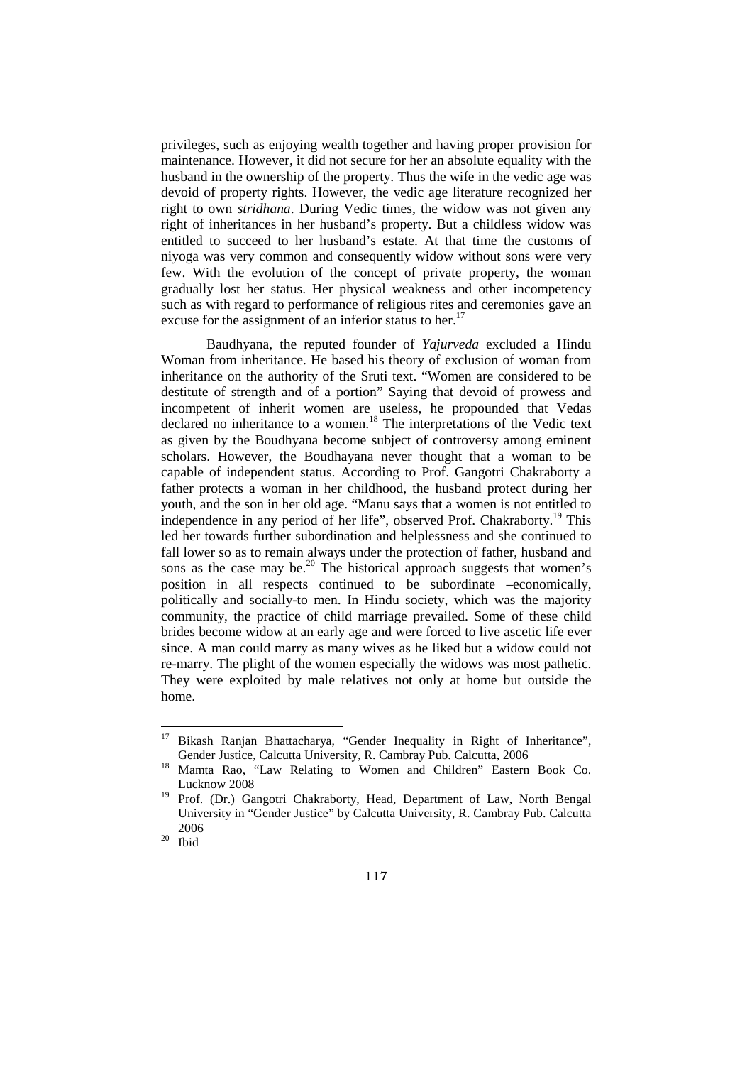privileges, such as enjoying wealth together and having proper provision for maintenance. However, it did not secure for her an absolute equality with the husband in the ownership of the property. Thus the wife in the vedic age was devoid of property rights. However, the vedic age literature recognized her right to own *stridhana*. During Vedic times, the widow was not given any right of inheritances in her husband's property. But a childless widow was entitled to succeed to her husband's estate. At that time the customs of niyoga was very common and consequently widow without sons were very few. With the evolution of the concept of private property, the woman gradually lost her status. Her physical weakness and other incompetency such as with regard to performance of religious rites and ceremonies gave an excuse for the assignment of an inferior status to her.[17]

Baudhyana, the reputed founder of *Yajurveda* excluded a Hindu Woman from inheritance. He based his theory of exclusion of woman from inheritance on the authority of the Sruti text. "Women are considered to be destitute of strength and of a portion" Saying that devoid of prowess and incompetent of inherit women are useless, he propounded that Vedas declared no inheritance to a women.[18] The interpretations of the Vedic text as given by the Boudhyana become subject of controversy among eminent scholars. However, the Boudhayana never thought that a woman to be capable of independent status. According to Prof. Gangotri Chakraborty a father protects a woman in her childhood, the husband protect during her youth, and the son in her old age. "Manu says that a women is not entitled to independence in any period of her life", observed Prof. Chakraborty.[19] This led her towards further subordination and helplessness and she continued to fall lower so as to remain always under the protection of father, husband and sons as the case may be.[20] The historical approach suggests that women's position in all respects continued to be subordinate –economically, politically and socially-to men. In Hindu society, which was the majority community, the practice of child marriage prevailed. Some of these child brides become widow at an early age and were forced to live ascetic life ever since. A man could marry as many wives as he liked but a widow could not re-marry. The plight of the women especially the widows was most pathetic. They were exploited by male relatives not only at home but outside the home.

---

[17] Bikash Ranjan Bhattacharya, "Gender Inequality in Right of Inheritance", Gender Justice, Calcutta University, R. Cambray Pub. Calcutta, 2006

[18] Mamta Rao, "Law Relating to Women and Children" Eastern Book Co. Lucknow 2008

[19] Prof. (Dr.) Gangotri Chakraborty, Head, Department of Law, North Bengal University in "Gender Justice" by Calcutta University, R. Cambray Pub. Calcutta 2006

[20] Ibid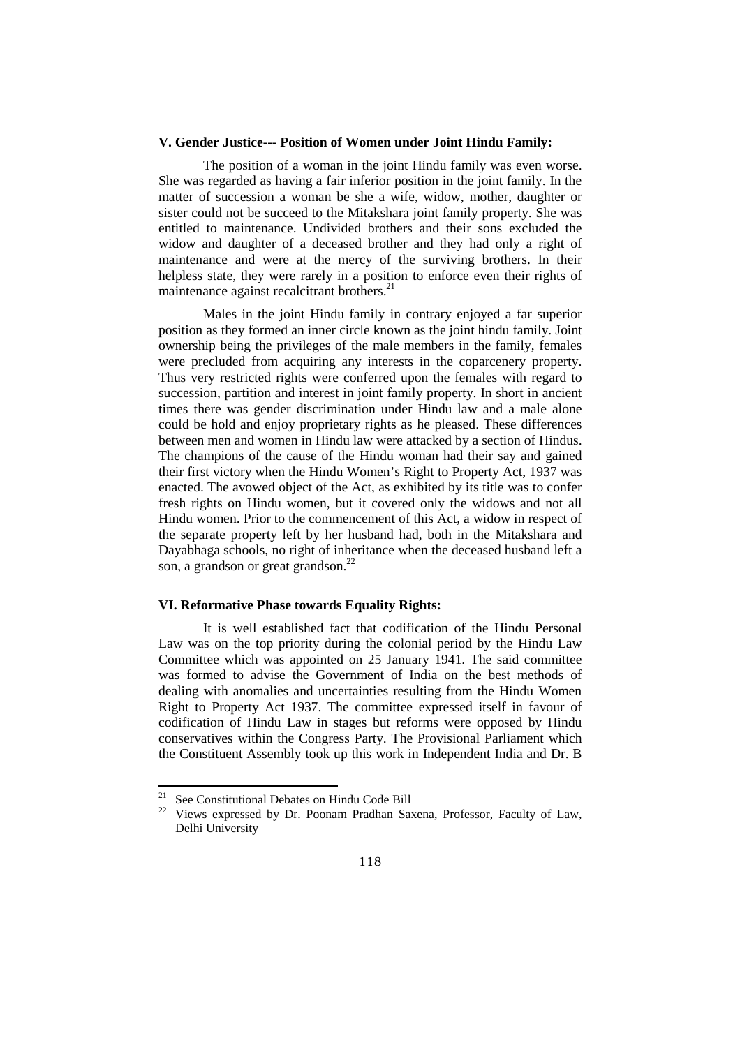### V. Gender Justice--- Position of Women under Joint Hindu Family:

The position of a woman in the joint Hindu family was even worse. She was regarded as having a fair inferior position in the joint family. In the matter of succession a woman be she a wife, widow, mother, daughter or sister could not be succeed to the Mitakshara joint family property. She was entitled to maintenance. Undivided brothers and their sons excluded the widow and daughter of a deceased brother and they had only a right of maintenance and were at the mercy of the surviving brothers. In their helpless state, they were rarely in a position to enforce even their rights of maintenance against recalcitrant brothers.[21]

Males in the joint Hindu family in contrary enjoyed a far superior position as they formed an inner circle known as the joint hindu family. Joint ownership being the privileges of the male members in the family, females were precluded from acquiring any interests in the coparcenery property. Thus very restricted rights were conferred upon the females with regard to succession, partition and interest in joint family property. In short in ancient times there was gender discrimination under Hindu law and a male alone could be hold and enjoy proprietary rights as he pleased. These differences between men and women in Hindu law were attacked by a section of Hindus. The champions of the cause of the Hindu woman had their say and gained their first victory when the Hindu Women's Right to Property Act, 1937 was enacted. The avowed object of the Act, as exhibited by its title was to confer fresh rights on Hindu women, but it covered only the widows and not all Hindu women. Prior to the commencement of this Act, a widow in respect of the separate property left by her husband had, both in the Mitakshara and Dayabhaga schools, no right of inheritance when the deceased husband left a son, a grandson or great grandson.[22]

### VI. Reformative Phase towards Equality Rights:

It is well established fact that codification of the Hindu Personal Law was on the top priority during the colonial period by the Hindu Law Committee which was appointed on 25 January 1941. The said committee was formed to advise the Government of India on the best methods of dealing with anomalies and uncertainties resulting from the Hindu Women Right to Property Act 1937. The committee expressed itself in favour of codification of Hindu Law in stages but reforms were opposed by Hindu conservatives within the Congress Party. The Provisional Parliament which the Constituent Assembly took up this work in Independent India and Dr. B

---

[21] See Constitutional Debates on Hindu Code Bill

[22] Views expressed by Dr. Poonam Pradhan Saxena, Professor, Faculty of Law, Delhi University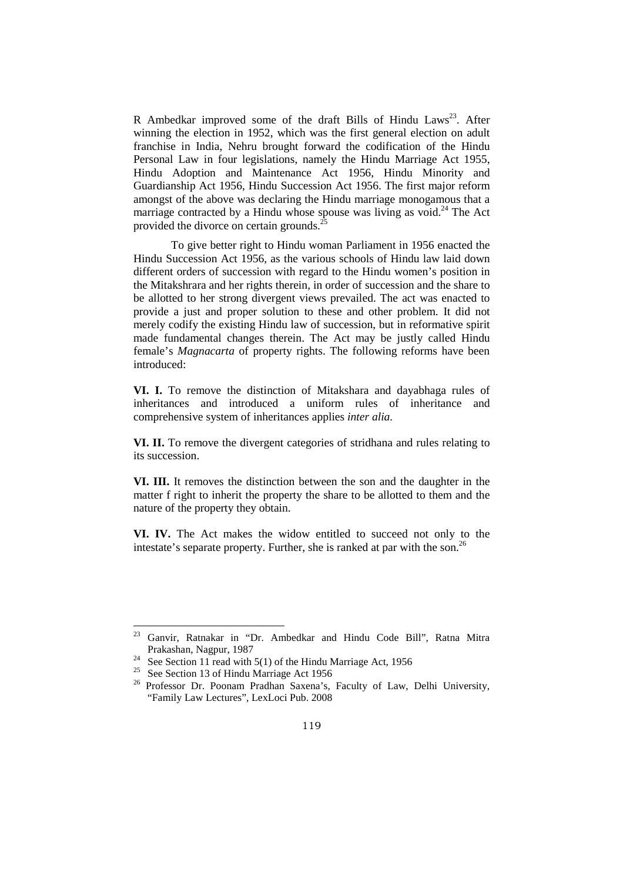R Ambedkar improved some of the draft Bills of Hindu Laws[23]. After winning the election in 1952, which was the first general election on adult franchise in India, Nehru brought forward the codification of the Hindu Personal Law in four legislations, namely the Hindu Marriage Act 1955, Hindu Adoption and Maintenance Act 1956, Hindu Minority and Guardianship Act 1956, Hindu Succession Act 1956. The first major reform amongst of the above was declaring the Hindu marriage monogamous that a marriage contracted by a Hindu whose spouse was living as void.[24] The Act provided the divorce on certain grounds.[25]

To give better right to Hindu woman Parliament in 1956 enacted the Hindu Succession Act 1956, as the various schools of Hindu law laid down different orders of succession with regard to the Hindu women's position in the Mitakshrara and her rights therein, in order of succession and the share to be allotted to her strong divergent views prevailed. The act was enacted to provide a just and proper solution to these and other problem. It did not merely codify the existing Hindu law of succession, but in reformative spirit made fundamental changes therein. The Act may be justly called Hindu female's *Magnacarta* of property rights. The following reforms have been introduced:

**VI. I.** To remove the distinction of Mitakshara and dayabhaga rules of inheritances and introduced a uniform rules of inheritance and comprehensive system of inheritances applies *inter alia.*

**VI. II.** To remove the divergent categories of stridhana and rules relating to its succession.

**VI. III.** It removes the distinction between the son and the daughter in the matter f right to inherit the property the share to be allotted to them and the nature of the property they obtain.

**VI. IV.** The Act makes the widow entitled to succeed not only to the intestate's separate property. Further, she is ranked at par with the son.[26]

---

[23] Ganvir, Ratnakar in "Dr. Ambedkar and Hindu Code Bill", Ratna Mitra Prakashan, Nagpur, 1987

[24] See Section 11 read with 5(1) of the Hindu Marriage Act, 1956

[25] See Section 13 of Hindu Marriage Act 1956

[26] Professor Dr. Poonam Pradhan Saxena's, Faculty of Law, Delhi University, "Family Law Lectures", LexLoci Pub. 2008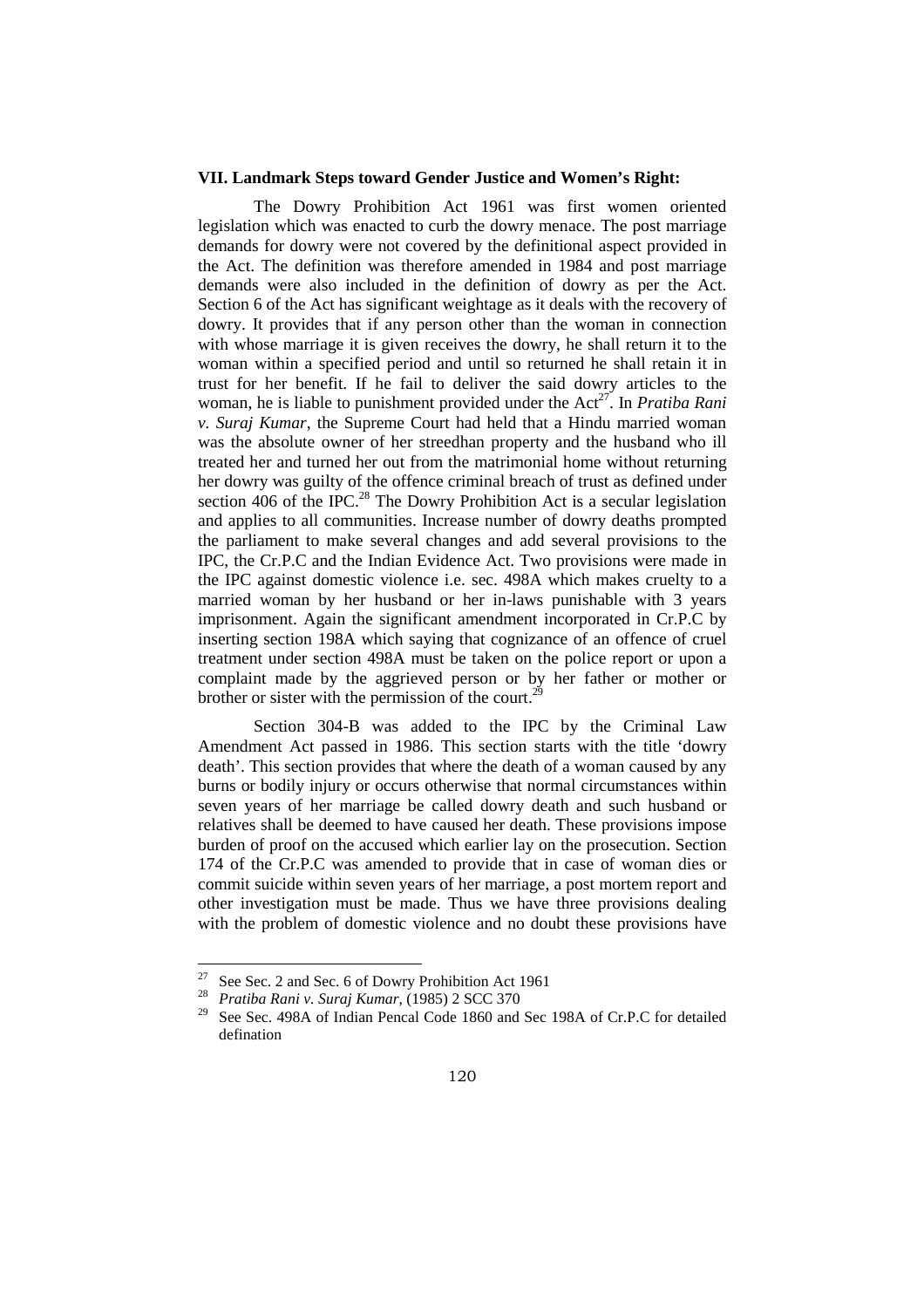### VII. Landmark Steps toward Gender Justice and Women's Right:

The Dowry Prohibition Act 1961 was first women oriented legislation which was enacted to curb the dowry menace. The post marriage demands for dowry were not covered by the definitional aspect provided in the Act. The definition was therefore amended in 1984 and post marriage demands were also included in the definition of dowry as per the Act. Section 6 of the Act has significant weightage as it deals with the recovery of dowry. It provides that if any person other than the woman in connection with whose marriage it is given receives the dowry, he shall return it to the woman within a specified period and until so returned he shall retain it in trust for her benefit. If he fail to deliver the said dowry articles to the woman, he is liable to punishment provided under the Act[27]. In *Pratiba Rani v. Suraj Kumar*, the Supreme Court had held that a Hindu married woman was the absolute owner of her streedhan property and the husband who ill treated her and turned her out from the matrimonial home without returning her dowry was guilty of the offence criminal breach of trust as defined under section 406 of the IPC.[28] The Dowry Prohibition Act is a secular legislation and applies to all communities. Increase number of dowry deaths prompted the parliament to make several changes and add several provisions to the IPC, the Cr.P.C and the Indian Evidence Act. Two provisions were made in the IPC against domestic violence i.e. sec. 498A which makes cruelty to a married woman by her husband or her in-laws punishable with 3 years imprisonment. Again the significant amendment incorporated in Cr.P.C by inserting section 198A which saying that cognizance of an offence of cruel treatment under section 498A must be taken on the police report or upon a complaint made by the aggrieved person or by her father or mother or brother or sister with the permission of the court.[29]

Section 304-B was added to the IPC by the Criminal Law Amendment Act passed in 1986. This section starts with the title 'dowry death'. This section provides that where the death of a woman caused by any burns or bodily injury or occurs otherwise that normal circumstances within seven years of her marriage be called dowry death and such husband or relatives shall be deemed to have caused her death. These provisions impose burden of proof on the accused which earlier lay on the prosecution. Section 174 of the Cr.P.C was amended to provide that in case of woman dies or commit suicide within seven years of her marriage, a post mortem report and other investigation must be made. Thus we have three provisions dealing with the problem of domestic violence and no doubt these provisions have

---

[27] See Sec. 2 and Sec. 6 of Dowry Prohibition Act 1961

[28] *Pratiba Rani v. Suraj Kumar*, (1985) 2 SCC 370

[29] See Sec. 498A of Indian Pencal Code 1860 and Sec 198A of Cr.P.C for detailed defination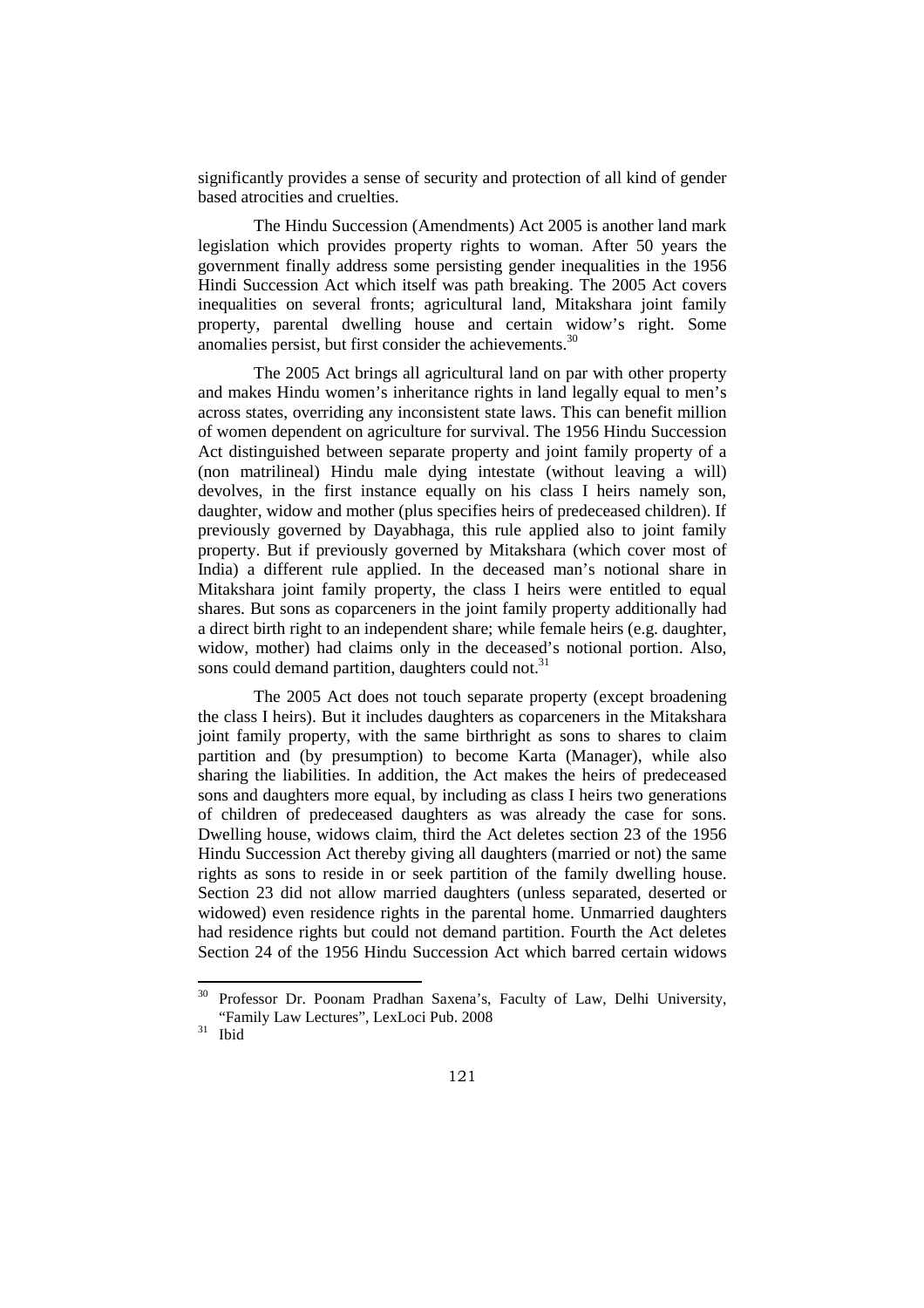significantly provides a sense of security and protection of all kind of gender based atrocities and cruelties.

The Hindu Succession (Amendments) Act 2005 is another land mark legislation which provides property rights to woman. After 50 years the government finally address some persisting gender inequalities in the 1956 Hindi Succession Act which itself was path breaking. The 2005 Act covers inequalities on several fronts; agricultural land, Mitakshara joint family property, parental dwelling house and certain widow's right. Some anomalies persist, but first consider the achievements.[30]

The 2005 Act brings all agricultural land on par with other property and makes Hindu women's inheritance rights in land legally equal to men's across states, overriding any inconsistent state laws. This can benefit million of women dependent on agriculture for survival. The 1956 Hindu Succession Act distinguished between separate property and joint family property of a (non matrilineal) Hindu male dying intestate (without leaving a will) devolves, in the first instance equally on his class I heirs namely son, daughter, widow and mother (plus specifies heirs of predeceased children). If previously governed by Dayabhaga, this rule applied also to joint family property. But if previously governed by Mitakshara (which cover most of India) a different rule applied. In the deceased man's notional share in Mitakshara joint family property, the class I heirs were entitled to equal shares. But sons as coparceners in the joint family property additionally had a direct birth right to an independent share; while female heirs (e.g. daughter, widow, mother) had claims only in the deceased's notional portion. Also, sons could demand partition, daughters could not.[31]

The 2005 Act does not touch separate property (except broadening the class I heirs). But it includes daughters as coparceners in the Mitakshara joint family property, with the same birthright as sons to shares to claim partition and (by presumption) to become Karta (Manager), while also sharing the liabilities. In addition, the Act makes the heirs of predeceased sons and daughters more equal, by including as class I heirs two generations of children of predeceased daughters as was already the case for sons. Dwelling house, widows claim, third the Act deletes section 23 of the 1956 Hindu Succession Act thereby giving all daughters (married or not) the same rights as sons to reside in or seek partition of the family dwelling house. Section 23 did not allow married daughters (unless separated, deserted or widowed) even residence rights in the parental home. Unmarried daughters had residence rights but could not demand partition. Fourth the Act deletes Section 24 of the 1956 Hindu Succession Act which barred certain widows

---

[30] Professor Dr. Poonam Pradhan Saxena's, Faculty of Law, Delhi University, "Family Law Lectures", LexLoci Pub. 2008

[31] Ibid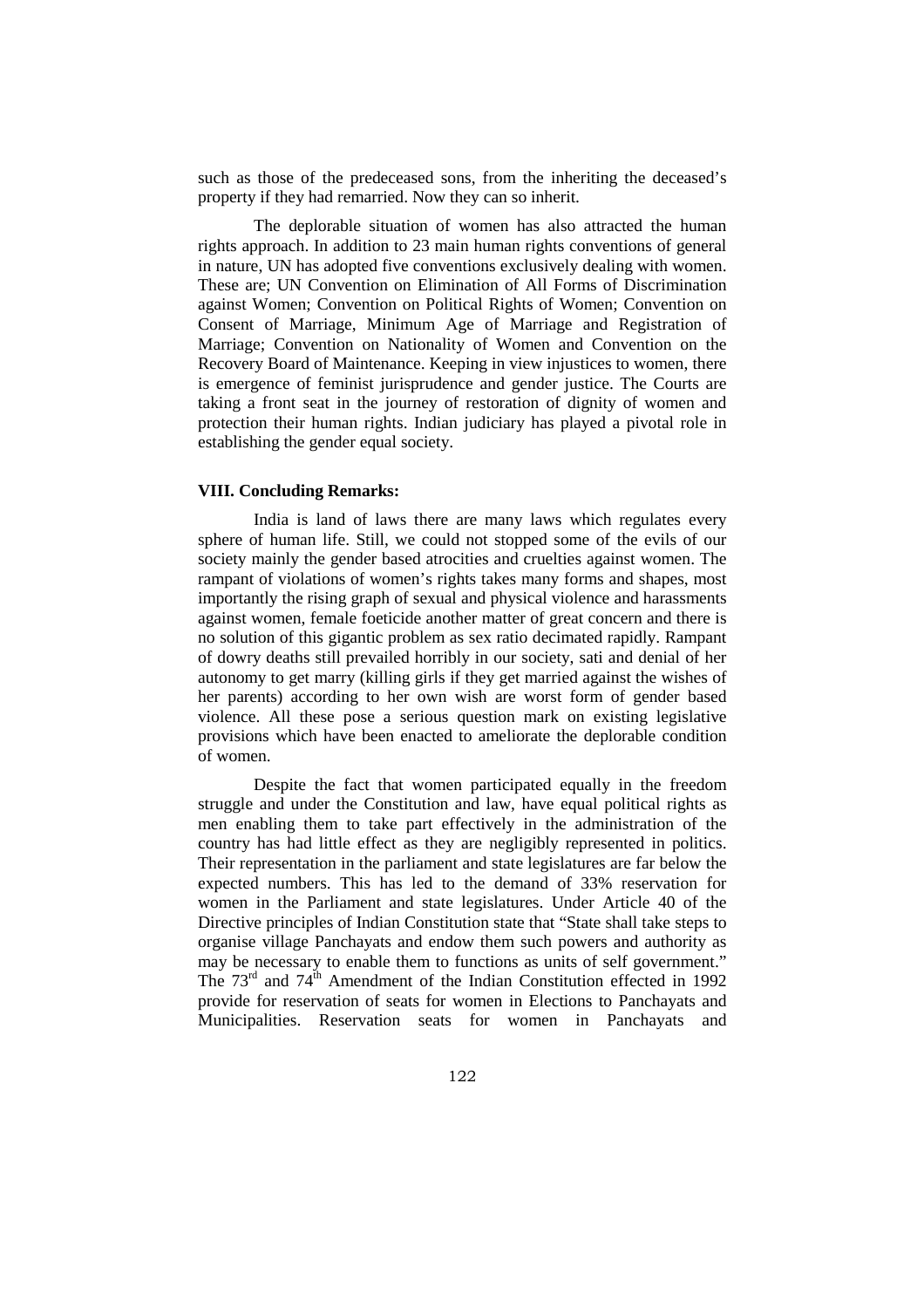such as those of the predeceased sons, from the inheriting the deceased's property if they had remarried. Now they can so inherit.

The deplorable situation of women has also attracted the human rights approach. In addition to 23 main human rights conventions of general in nature, UN has adopted five conventions exclusively dealing with women. These are; UN Convention on Elimination of All Forms of Discrimination against Women; Convention on Political Rights of Women; Convention on Consent of Marriage, Minimum Age of Marriage and Registration of Marriage; Convention on Nationality of Women and Convention on the Recovery Board of Maintenance. Keeping in view injustices to women, there is emergence of feminist jurisprudence and gender justice. The Courts are taking a front seat in the journey of restoration of dignity of women and protection their human rights. Indian judiciary has played a pivotal role in establishing the gender equal society.

### VIII. Concluding Remarks:

India is land of laws there are many laws which regulates every sphere of human life. Still, we could not stopped some of the evils of our society mainly the gender based atrocities and cruelties against women. The rampant of violations of women's rights takes many forms and shapes, most importantly the rising graph of sexual and physical violence and harassments against women, female foeticide another matter of great concern and there is no solution of this gigantic problem as sex ratio decimated rapidly. Rampant of dowry deaths still prevailed horribly in our society, sati and denial of her autonomy to get marry (killing girls if they get married against the wishes of her parents) according to her own wish are worst form of gender based violence. All these pose a serious question mark on existing legislative provisions which have been enacted to ameliorate the deplorable condition of women.

Despite the fact that women participated equally in the freedom struggle and under the Constitution and law, have equal political rights as men enabling them to take part effectively in the administration of the country has had little effect as they are negligibly represented in politics. Their representation in the parliament and state legislatures are far below the expected numbers. This has led to the demand of 33% reservation for women in the Parliament and state legislatures. Under Article 40 of the Directive principles of Indian Constitution state that "State shall take steps to organise village Panchayats and endow them such powers and authority as may be necessary to enable them to functions as units of self government." The 73rd and 74th Amendment of the Indian Constitution effected in 1992 provide for reservation of seats for women in Elections to Panchayats and Municipalities. Reservation seats for women in Panchayats and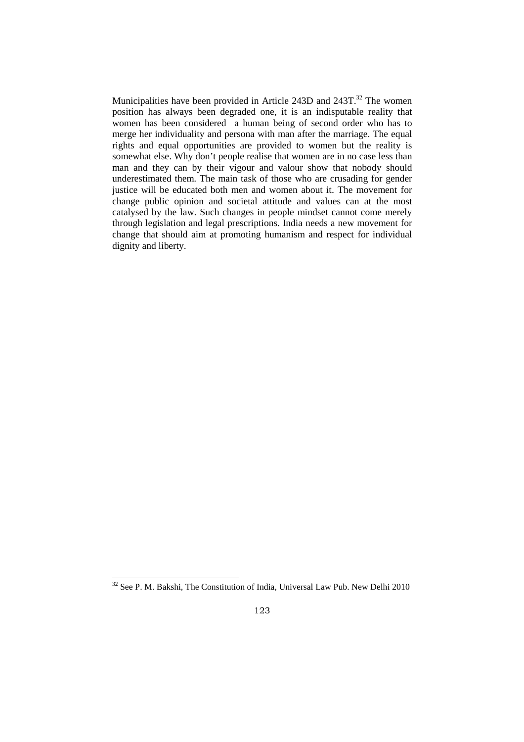Municipalities have been provided in Article 243D and 243T.[32] The women position has always been degraded one, it is an indisputable reality that women has been considered a human being of second order who has to merge her individuality and persona with man after the marriage. The equal rights and equal opportunities are provided to women but the reality is somewhat else. Why don't people realise that women are in no case less than man and they can by their vigour and valour show that nobody should underestimated them. The main task of those who are crusading for gender justice will be educated both men and women about it. The movement for change public opinion and societal attitude and values can at the most catalysed by the law. Such changes in people mindset cannot come merely through legislation and legal prescriptions. India needs a new movement for change that should aim at promoting humanism and respect for individual dignity and liberty.

---

[32] See P. M. Bakshi, The Constitution of India, Universal Law Pub. New Delhi 2010